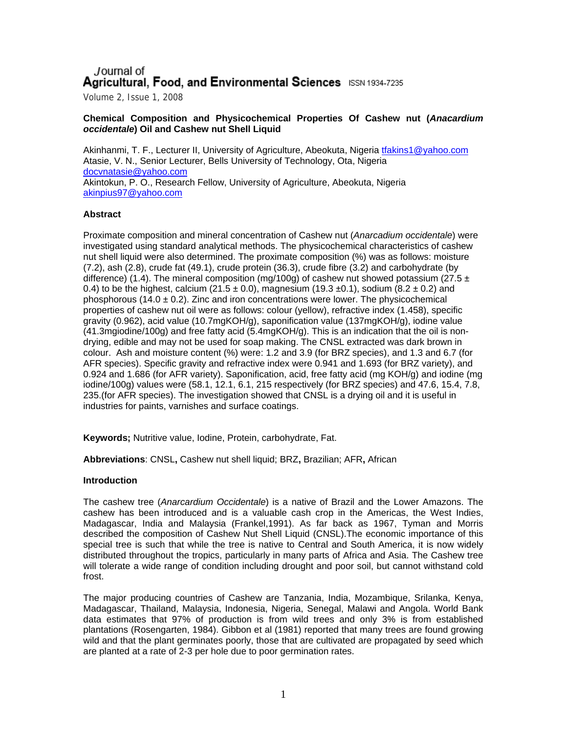Journal of
**Agricultural, Food, and Environmental Sciences** ISSN 1934-7235

Volume 2, Issue 1, 2008

### Chemical Composition and Physicochemical Properties Of Cashew nut (*Anacardium occidentale*) Oil and Cashew nut Shell Liquid

Akinhanmi, T. F., Lecturer II, University of Agriculture, Abeokuta, Nigeria tfakins1@yahoo.com
Atasie, V. N., Senior Lecturer, Bells University of Technology, Ota, Nigeria docvnatasie@yahoo.com
Akintokun, P. O., Research Fellow, University of Agriculture, Abeokuta, Nigeria akinpius97@yahoo.com

#### Abstract

Proximate composition and mineral concentration of Cashew nut (*Anarcadium occidentale*) were investigated using standard analytical methods. The physicochemical characteristics of cashew nut shell liquid were also determined. The proximate composition (%) was as follows: moisture (7.2), ash (2.8), crude fat (49.1), crude protein (36.3), crude fibre (3.2) and carbohydrate (by difference) (1.4). The mineral composition (mg/100g) of cashew nut showed potassium (27.5 ± 0.4) to be the highest, calcium (21.5 ± 0.0), magnesium (19.3 ±0.1), sodium (8.2 ± 0.2) and phosphorous (14.0 ± 0.2). Zinc and iron concentrations were lower. The physicochemical properties of cashew nut oil were as follows: colour (yellow), refractive index (1.458), specific gravity (0.962), acid value (10.7mgKOH/g), saponification value (137mgKOH/g), iodine value (41.3mgiodine/100g) and free fatty acid (5.4mgKOH/g). This is an indication that the oil is non-drying, edible and may not be used for soap making. The CNSL extracted was dark brown in colour. Ash and moisture content (%) were: 1.2 and 3.9 (for BRZ species), and 1.3 and 6.7 (for AFR species). Specific gravity and refractive index were 0.941 and 1.693 (for BRZ variety), and 0.924 and 1.686 (for AFR variety). Saponification, acid, free fatty acid (mg KOH/g) and iodine (mg iodine/100g) values were (58.1, 12.1, 6.1, 215 respectively (for BRZ species) and 47.6, 15.4, 7.8, 235.(for AFR species). The investigation showed that CNSL is a drying oil and it is useful in industries for paints, varnishes and surface coatings.

**Keywords;** Nutritive value, Iodine, Protein, carbohydrate, Fat.

**Abbreviations**: CNSL**,** Cashew nut shell liquid; BRZ**,** Brazilian; AFR**,** African

#### Introduction

The cashew tree (*Anarcardium Occidentale*) is a native of Brazil and the Lower Amazons. The cashew has been introduced and is a valuable cash crop in the Americas, the West Indies, Madagascar, India and Malaysia (Frankel,1991). As far back as 1967, Tyman and Morris described the composition of Cashew Nut Shell Liquid (CNSL).The economic importance of this special tree is such that while the tree is native to Central and South America, it is now widely distributed throughout the tropics, particularly in many parts of Africa and Asia. The Cashew tree will tolerate a wide range of condition including drought and poor soil, but cannot withstand cold frost.

The major producing countries of Cashew are Tanzania, India, Mozambique, Srilanka, Kenya, Madagascar, Thailand, Malaysia, Indonesia, Nigeria, Senegal, Malawi and Angola. World Bank data estimates that 97% of production is from wild trees and only 3% is from established plantations (Rosengarten, 1984). Gibbon et al (1981) reported that many trees are found growing wild and that the plant germinates poorly, those that are cultivated are propagated by seed which are planted at a rate of 2-3 per hole due to poor germination rates.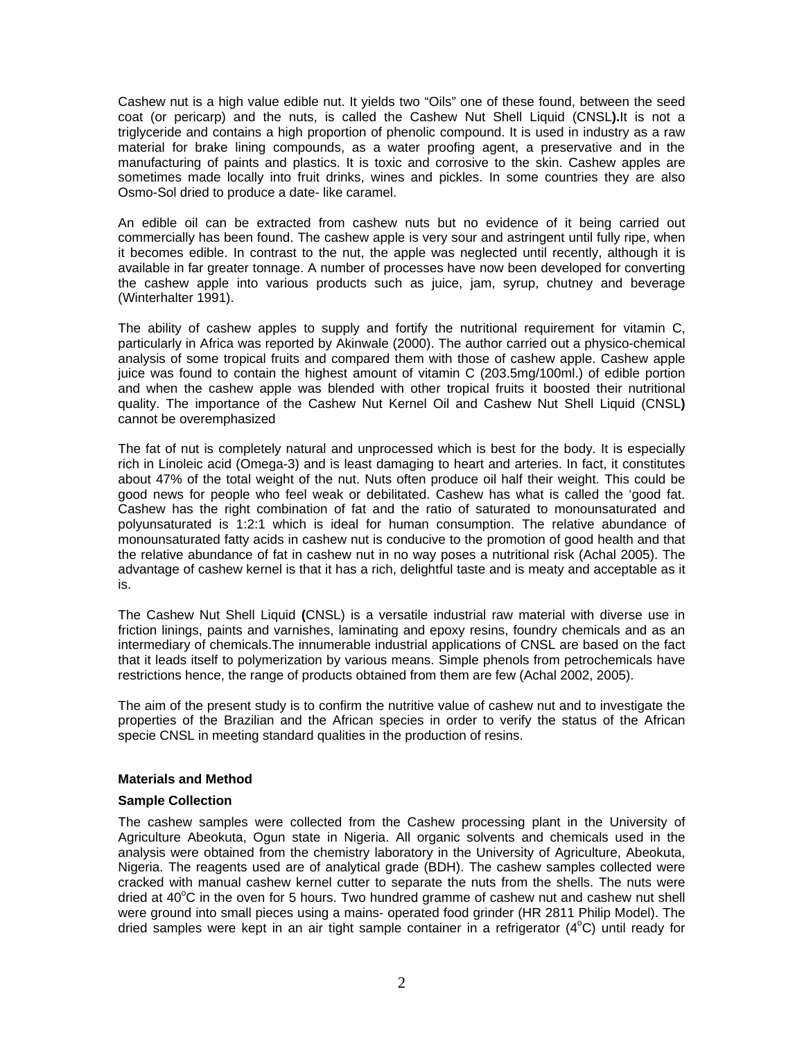Cashew nut is a high value edible nut. It yields two "Oils" one of these found, between the seed coat (or pericarp) and the nuts, is called the Cashew Nut Shell Liquid (CNSL**).**It is not a triglyceride and contains a high proportion of phenolic compound. It is used in industry as a raw material for brake lining compounds, as a water proofing agent, a preservative and in the manufacturing of paints and plastics. It is toxic and corrosive to the skin. Cashew apples are sometimes made locally into fruit drinks, wines and pickles. In some countries they are also Osmo-Sol dried to produce a date- like caramel.

An edible oil can be extracted from cashew nuts but no evidence of it being carried out commercially has been found. The cashew apple is very sour and astringent until fully ripe, when it becomes edible. In contrast to the nut, the apple was neglected until recently, although it is available in far greater tonnage. A number of processes have now been developed for converting the cashew apple into various products such as juice, jam, syrup, chutney and beverage (Winterhalter 1991).

The ability of cashew apples to supply and fortify the nutritional requirement for vitamin C, particularly in Africa was reported by Akinwale (2000). The author carried out a physico-chemical analysis of some tropical fruits and compared them with those of cashew apple. Cashew apple juice was found to contain the highest amount of vitamin C (203.5mg/100ml.) of edible portion and when the cashew apple was blended with other tropical fruits it boosted their nutritional quality. The importance of the Cashew Nut Kernel Oil and Cashew Nut Shell Liquid (CNSL**)** cannot be overemphasized

The fat of nut is completely natural and unprocessed which is best for the body. It is especially rich in Linoleic acid (Omega-3) and is least damaging to heart and arteries. In fact, it constitutes about 47% of the total weight of the nut. Nuts often produce oil half their weight. This could be good news for people who feel weak or debilitated. Cashew has what is called the 'good fat. Cashew has the right combination of fat and the ratio of saturated to monounsaturated and polyunsaturated is 1:2:1 which is ideal for human consumption. The relative abundance of monounsaturated fatty acids in cashew nut is conducive to the promotion of good health and that the relative abundance of fat in cashew nut in no way poses a nutritional risk (Achal 2005). The advantage of cashew kernel is that it has a rich, delightful taste and is meaty and acceptable as it is.

The Cashew Nut Shell Liquid **(**CNSL) is a versatile industrial raw material with diverse use in friction linings, paints and varnishes, laminating and epoxy resins, foundry chemicals and as an intermediary of chemicals.The innumerable industrial applications of CNSL are based on the fact that it leads itself to polymerization by various means. Simple phenols from petrochemicals have restrictions hence, the range of products obtained from them are few (Achal 2002, 2005).

The aim of the present study is to confirm the nutritive value of cashew nut and to investigate the properties of the Brazilian and the African species in order to verify the status of the African specie CNSL in meeting standard qualities in the production of resins.

**Materials and Method**

**Sample Collection**

The cashew samples were collected from the Cashew processing plant in the University of Agriculture Abeokuta, Ogun state in Nigeria. All organic solvents and chemicals used in the analysis were obtained from the chemistry laboratory in the University of Agriculture, Abeokuta, Nigeria. The reagents used are of analytical grade (BDH). The cashew samples collected were cracked with manual cashew kernel cutter to separate the nuts from the shells. The nuts were dried at 40$^{o}$C in the oven for 5 hours. Two hundred gramme of cashew nut and cashew nut shell were ground into small pieces using a mains- operated food grinder (HR 2811 Philip Model). The dried samples were kept in an air tight sample container in a refrigerator (4$^{o}$C) until ready for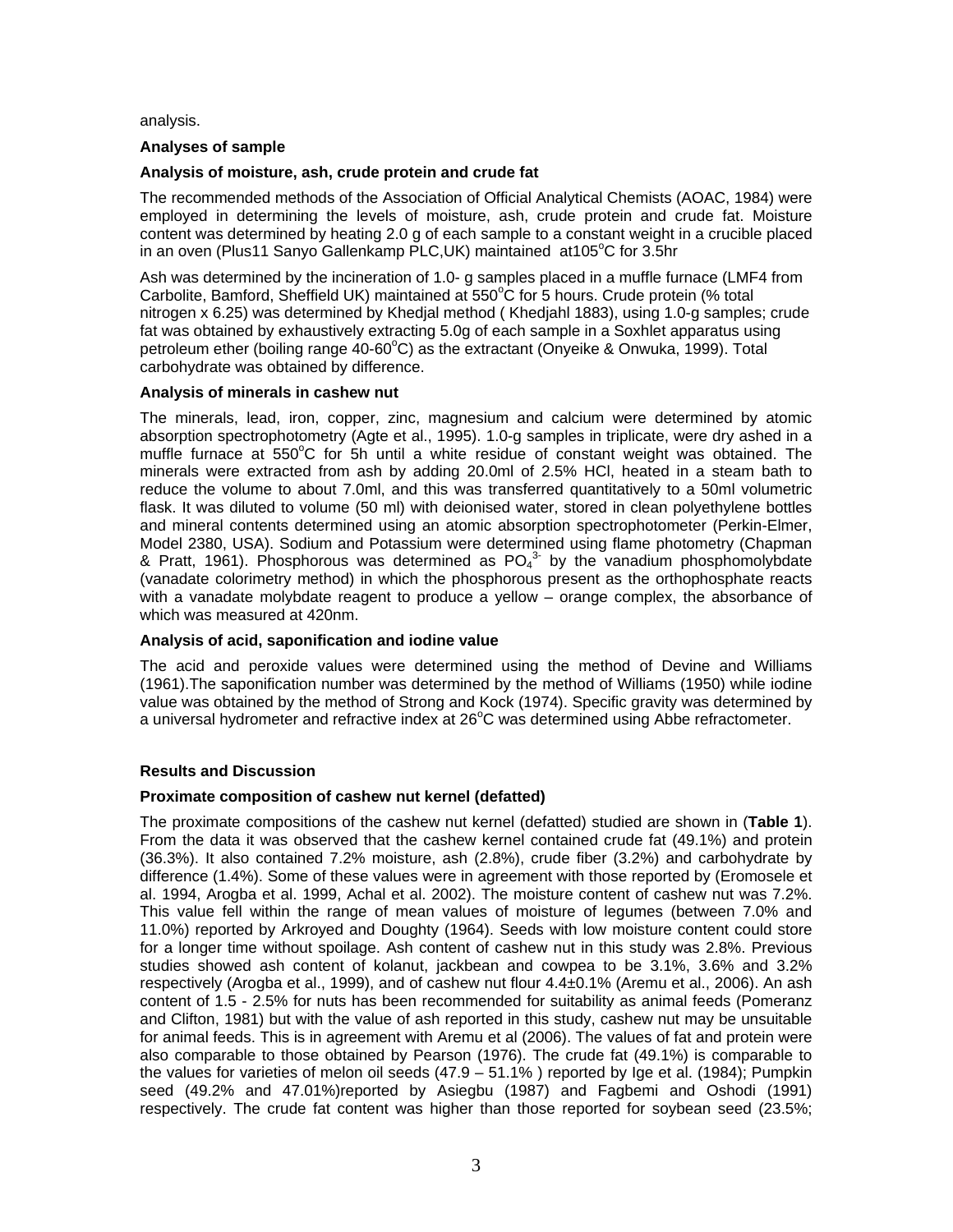analysis.

**Analyses of sample**

**Analysis of moisture, ash, crude protein and crude fat**

The recommended methods of the Association of Official Analytical Chemists (AOAC, 1984) were employed in determining the levels of moisture, ash, crude protein and crude fat. Moisture content was determined by heating 2.0 g of each sample to a constant weight in a crucible placed in an oven (Plus11 Sanyo Gallenkamp PLC,UK) maintained at105$^{o}$C for 3.5hr

Ash was determined by the incineration of 1.0- g samples placed in a muffle furnace (LMF4 from Carbolite, Bamford, Sheffield UK) maintained at 550$^{o}$C for 5 hours. Crude protein (% total nitrogen x 6.25) was determined by Khedjal method ( Khedjahl 1883), using 1.0-g samples; crude fat was obtained by exhaustively extracting 5.0g of each sample in a Soxhlet apparatus using petroleum ether (boiling range 40-60$^{o}$C) as the extractant (Onyeike & Onwuka, 1999). Total carbohydrate was obtained by difference.

**Analysis of minerals in cashew nut**

The minerals, lead, iron, copper, zinc, magnesium and calcium were determined by atomic absorption spectrophotometry (Agte et al., 1995). 1.0-g samples in triplicate, were dry ashed in a muffle furnace at 550$^{o}$C for 5h until a white residue of constant weight was obtained. The minerals were extracted from ash by adding 20.0ml of 2.5% HCl, heated in a steam bath to reduce the volume to about 7.0ml, and this was transferred quantitatively to a 50ml volumetric flask. It was diluted to volume (50 ml) with deionised water, stored in clean polyethylene bottles and mineral contents determined using an atomic absorption spectrophotometer (Perkin-Elmer, Model 2380, USA). Sodium and Potassium were determined using flame photometry (Chapman & Pratt, 1961). Phosphorous was determined as $PO_4^{3-}$ by the vanadium phosphomolybdate (vanadate colorimetry method) in which the phosphorous present as the orthophosphate reacts with a vanadate molybdate reagent to produce a yellow – orange complex, the absorbance of which was measured at 420nm.

**Analysis of acid, saponification and iodine value**

The acid and peroxide values were determined using the method of Devine and Williams (1961).The saponification number was determined by the method of Williams (1950) while iodine value was obtained by the method of Strong and Kock (1974). Specific gravity was determined by a universal hydrometer and refractive index at 26$^{o}$C was determined using Abbe refractometer.

**Results and Discussion**

**Proximate composition of cashew nut kernel (defatted)**

The proximate compositions of the cashew nut kernel (defatted) studied are shown in (**Table 1**). From the data it was observed that the cashew kernel contained crude fat (49.1%) and protein (36.3%). It also contained 7.2% moisture, ash (2.8%), crude fiber (3.2%) and carbohydrate by difference (1.4%). Some of these values were in agreement with those reported by (Eromosele et al. 1994, Arogba et al. 1999, Achal et al. 2002). The moisture content of cashew nut was 7.2%. This value fell within the range of mean values of moisture of legumes (between 7.0% and 11.0%) reported by Arkroyed and Doughty (1964). Seeds with low moisture content could store for a longer time without spoilage. Ash content of cashew nut in this study was 2.8%. Previous studies showed ash content of kolanut, jackbean and cowpea to be 3.1%, 3.6% and 3.2% respectively (Arogba et al., 1999), and of cashew nut flour 4.4±0.1% (Aremu et al., 2006). An ash content of 1.5 - 2.5% for nuts has been recommended for suitability as animal feeds (Pomeranz and Clifton, 1981) but with the value of ash reported in this study, cashew nut may be unsuitable for animal feeds. This is in agreement with Aremu et al (2006). The values of fat and protein were also comparable to those obtained by Pearson (1976). The crude fat (49.1%) is comparable to the values for varieties of melon oil seeds (47.9 – 51.1% ) reported by Ige et al. (1984); Pumpkin seed (49.2% and 47.01%)reported by Asiegbu (1987) and Fagbemi and Oshodi (1991) respectively. The crude fat content was higher than those reported for soybean seed (23.5%;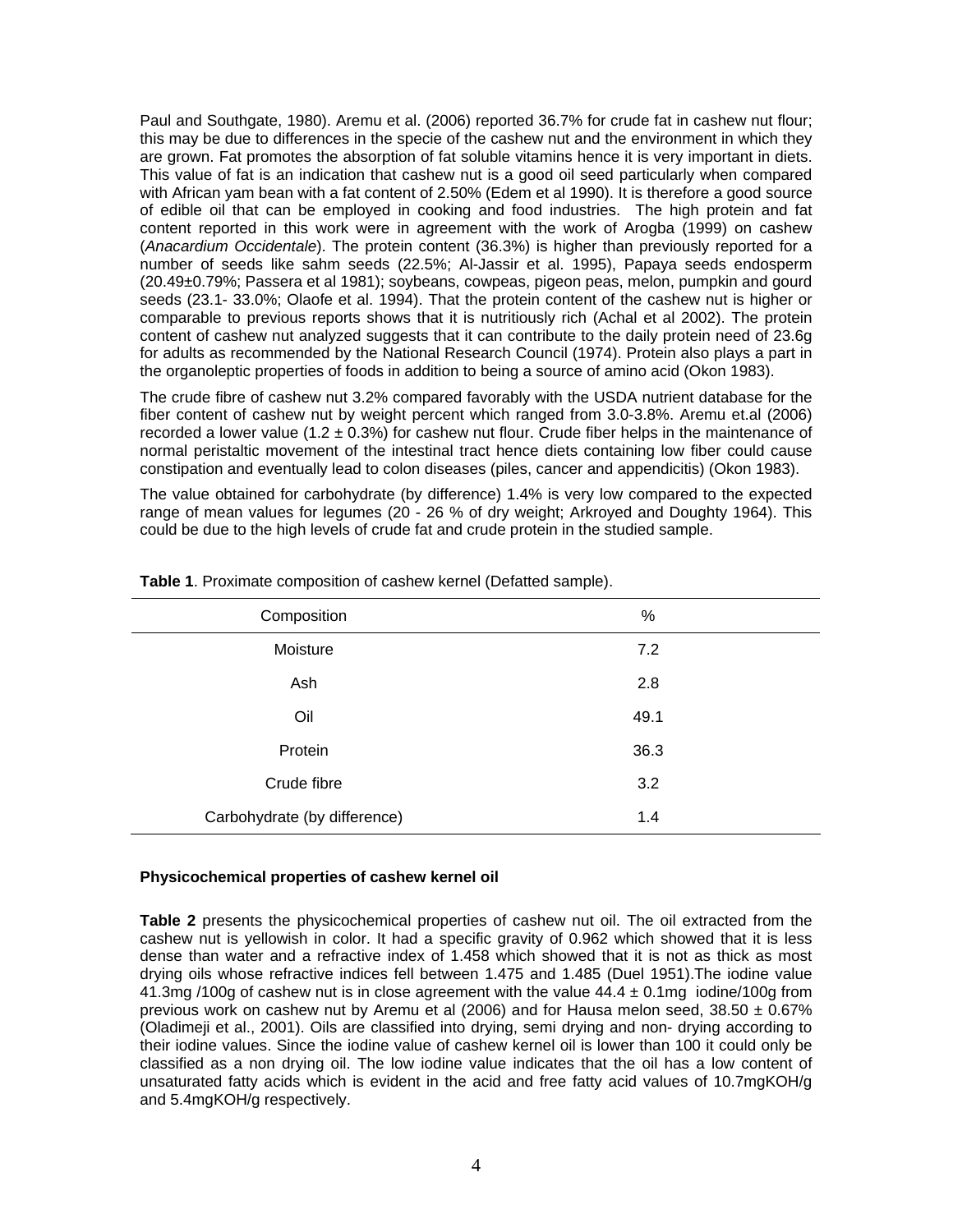Paul and Southgate, 1980). Aremu et al. (2006) reported 36.7% for crude fat in cashew nut flour; this may be due to differences in the specie of the cashew nut and the environment in which they are grown. Fat promotes the absorption of fat soluble vitamins hence it is very important in diets. This value of fat is an indication that cashew nut is a good oil seed particularly when compared with African yam bean with a fat content of 2.50% (Edem et al 1990). It is therefore a good source of edible oil that can be employed in cooking and food industries. The high protein and fat content reported in this work were in agreement with the work of Arogba (1999) on cashew (*Anacardium Occidentale*). The protein content (36.3%) is higher than previously reported for a number of seeds like sahm seeds (22.5%; Al-Jassir et al. 1995), Papaya seeds endosperm (20.49±0.79%; Passera et al 1981); soybeans, cowpeas, pigeon peas, melon, pumpkin and gourd seeds (23.1- 33.0%; Olaofe et al. 1994). That the protein content of the cashew nut is higher or comparable to previous reports shows that it is nutritiously rich (Achal et al 2002). The protein content of cashew nut analyzed suggests that it can contribute to the daily protein need of 23.6g for adults as recommended by the National Research Council (1974). Protein also plays a part in the organoleptic properties of foods in addition to being a source of amino acid (Okon 1983).

The crude fibre of cashew nut 3.2% compared favorably with the USDA nutrient database for the fiber content of cashew nut by weight percent which ranged from 3.0-3.8%. Aremu et.al (2006) recorded a lower value (1.2 ± 0.3%) for cashew nut flour. Crude fiber helps in the maintenance of normal peristaltic movement of the intestinal tract hence diets containing low fiber could cause constipation and eventually lead to colon diseases (piles, cancer and appendicitis) (Okon 1983).

The value obtained for carbohydrate (by difference) 1.4% is very low compared to the expected range of mean values for legumes (20 - 26 % of dry weight; Arkroyed and Doughty 1964). This could be due to the high levels of crude fat and crude protein in the studied sample.

**Table 1**. Proximate composition of cashew kernel (Defatted sample).

| Composition | % |
|---|---|
| Moisture | 7.2 |
| Ash | 2.8 |
| Oil | 49.1 |
| Protein | 36.3 |
| Crude fibre | 3.2 |
| Carbohydrate (by difference) | 1.4 |

**Physicochemical properties of cashew kernel oil**

**Table 2** presents the physicochemical properties of cashew nut oil. The oil extracted from the cashew nut is yellowish in color. It had a specific gravity of 0.962 which showed that it is less dense than water and a refractive index of 1.458 which showed that it is not as thick as most drying oils whose refractive indices fell between 1.475 and 1.485 (Duel 1951).The iodine value 41.3mg /100g of cashew nut is in close agreement with the value 44.4 ± 0.1mg iodine/100g from previous work on cashew nut by Aremu et al (2006) and for Hausa melon seed, 38.50 ± 0.67% (Oladimeji et al., 2001). Oils are classified into drying, semi drying and non- drying according to their iodine values. Since the iodine value of cashew kernel oil is lower than 100 it could only be classified as a non drying oil. The low iodine value indicates that the oil has a low content of unsaturated fatty acids which is evident in the acid and free fatty acid values of 10.7mgKOH/g and 5.4mgKOH/g respectively.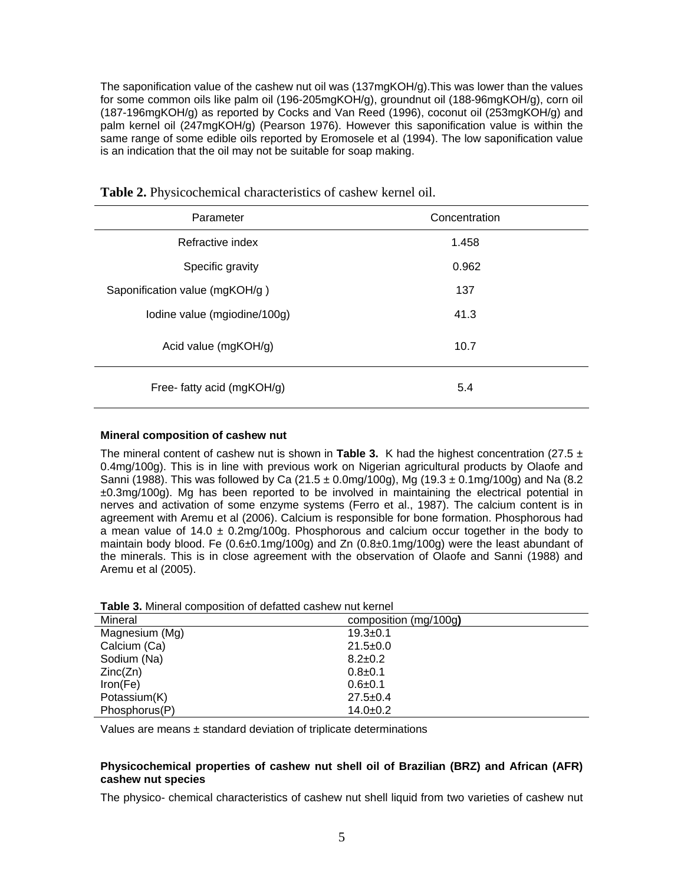The saponification value of the cashew nut oil was (137mgKOH/g).This was lower than the values for some common oils like palm oil (196-205mgKOH/g), groundnut oil (188-96mgKOH/g), corn oil (187-196mgKOH/g) as reported by Cocks and Van Reed (1996), coconut oil (253mgKOH/g) and palm kernel oil (247mgKOH/g) (Pearson 1976). However this saponification value is within the same range of some edible oils reported by Eromosele et al (1994). The low saponification value is an indication that the oil may not be suitable for soap making.

**Table 2.** Physicochemical characteristics of cashew kernel oil.

| Parameter | Concentration |
|---|---|
| Refractive index | 1.458 |
| Specific gravity | 0.962 |
| Saponification value (mgKOH/g ) | 137 |
| Iodine value (mgiodine/100g) | 41.3 |
| Acid value (mgKOH/g) | 10.7 |
| Free- fatty acid (mgKOH/g) | 5.4 |

**Mineral composition of cashew nut**

The mineral content of cashew nut is shown in **Table 3.** K had the highest concentration (27.5 ± 0.4mg/100g). This is in line with previous work on Nigerian agricultural products by Olaofe and Sanni (1988). This was followed by Ca (21.5 ± 0.0mg/100g), Mg (19.3 ± 0.1mg/100g) and Na (8.2 ±0.3mg/100g). Mg has been reported to be involved in maintaining the electrical potential in nerves and activation of some enzyme systems (Ferro et al., 1987). The calcium content is in agreement with Aremu et al (2006). Calcium is responsible for bone formation. Phosphorous had a mean value of 14.0 ± 0.2mg/100g. Phosphorous and calcium occur together in the body to maintain body blood. Fe (0.6±0.1mg/100g) and Zn (0.8±0.1mg/100g) were the least abundant of the minerals. This is in close agreement with the observation of Olaofe and Sanni (1988) and Aremu et al (2005).

**Table 3.** Mineral composition of defatted cashew nut kernel

| Mineral | composition (mg/100g**)** |
|---|---|
| Magnesium (Mg) | 19.3±0.1 |
| Calcium (Ca) | 21.5±0.0 |
| Sodium (Na) | 8.2±0.2 |
| Zinc(Zn) | 0.8±0.1 |
| Iron(Fe) | 0.6±0.1 |
| Potassium(K) | 27.5±0.4 |
| Phosphorus(P) | 14.0±0.2 |

Values are means ± standard deviation of triplicate determinations

**Physicochemical properties of cashew nut shell oil of Brazilian (BRZ) and African (AFR) cashew nut species**

The physico- chemical characteristics of cashew nut shell liquid from two varieties of cashew nut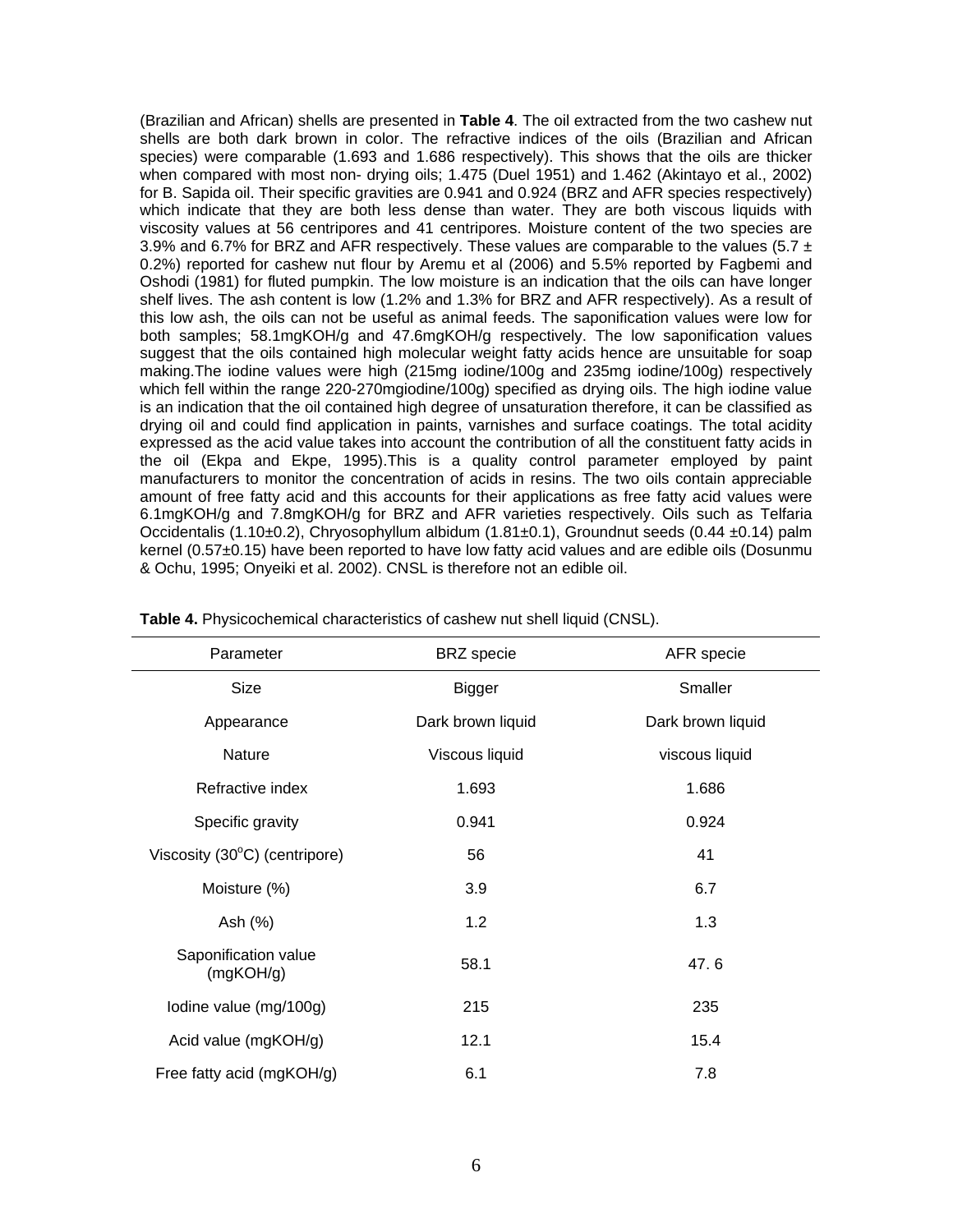(Brazilian and African) shells are presented in **Table 4**. The oil extracted from the two cashew nut shells are both dark brown in color. The refractive indices of the oils (Brazilian and African species) were comparable (1.693 and 1.686 respectively). This shows that the oils are thicker when compared with most non- drying oils; 1.475 (Duel 1951) and 1.462 (Akintayo et al., 2002) for B. Sapida oil. Their specific gravities are 0.941 and 0.924 (BRZ and AFR species respectively) which indicate that they are both less dense than water. They are both viscous liquids with viscosity values at 56 centripores and 41 centripores. Moisture content of the two species are 3.9% and 6.7% for BRZ and AFR respectively. These values are comparable to the values (5.7 ± 0.2%) reported for cashew nut flour by Aremu et al (2006) and 5.5% reported by Fagbemi and Oshodi (1981) for fluted pumpkin. The low moisture is an indication that the oils can have longer shelf lives. The ash content is low (1.2% and 1.3% for BRZ and AFR respectively). As a result of this low ash, the oils can not be useful as animal feeds. The saponification values were low for both samples; 58.1mgKOH/g and 47.6mgKOH/g respectively. The low saponification values suggest that the oils contained high molecular weight fatty acids hence are unsuitable for soap making.The iodine values were high (215mg iodine/100g and 235mg iodine/100g) respectively which fell within the range 220-270mgiodine/100g) specified as drying oils. The high iodine value is an indication that the oil contained high degree of unsaturation therefore, it can be classified as drying oil and could find application in paints, varnishes and surface coatings. The total acidity expressed as the acid value takes into account the contribution of all the constituent fatty acids in the oil (Ekpa and Ekpe, 1995).This is a quality control parameter employed by paint manufacturers to monitor the concentration of acids in resins. The two oils contain appreciable amount of free fatty acid and this accounts for their applications as free fatty acid values were 6.1mgKOH/g and 7.8mgKOH/g for BRZ and AFR varieties respectively. Oils such as Telfaria Occidentalis (1.10±0.2), Chryosophyllum albidum (1.81±0.1), Groundnut seeds (0.44 ±0.14) palm kernel (0.57±0.15) have been reported to have low fatty acid values and are edible oils (Dosunmu & Ochu, 1995; Onyeiki et al. 2002). CNSL is therefore not an edible oil.

**Table 4.** Physicochemical characteristics of cashew nut shell liquid (CNSL).

| Parameter | BRZ specie | AFR specie |
|---|---|---|
| Size | Bigger | Smaller |
| Appearance | Dark brown liquid | Dark brown liquid |
| Nature | Viscous liquid | viscous liquid |
| Refractive index | 1.693 | 1.686 |
| Specific gravity | 0.941 | 0.924 |
| Viscosity (30$^{o}$C) (centripore) | 56 | 41 |
| Moisture (%) | 3.9 | 6.7 |
| Ash (%) | 1.2 | 1.3 |
| Saponification value (mgKOH/g) | 58.1 | 47. 6 |
| Iodine value (mg/100g) | 215 | 235 |
| Acid value (mgKOH/g) | 12.1 | 15.4 |
| Free fatty acid (mgKOH/g) | 6.1 | 7.8 |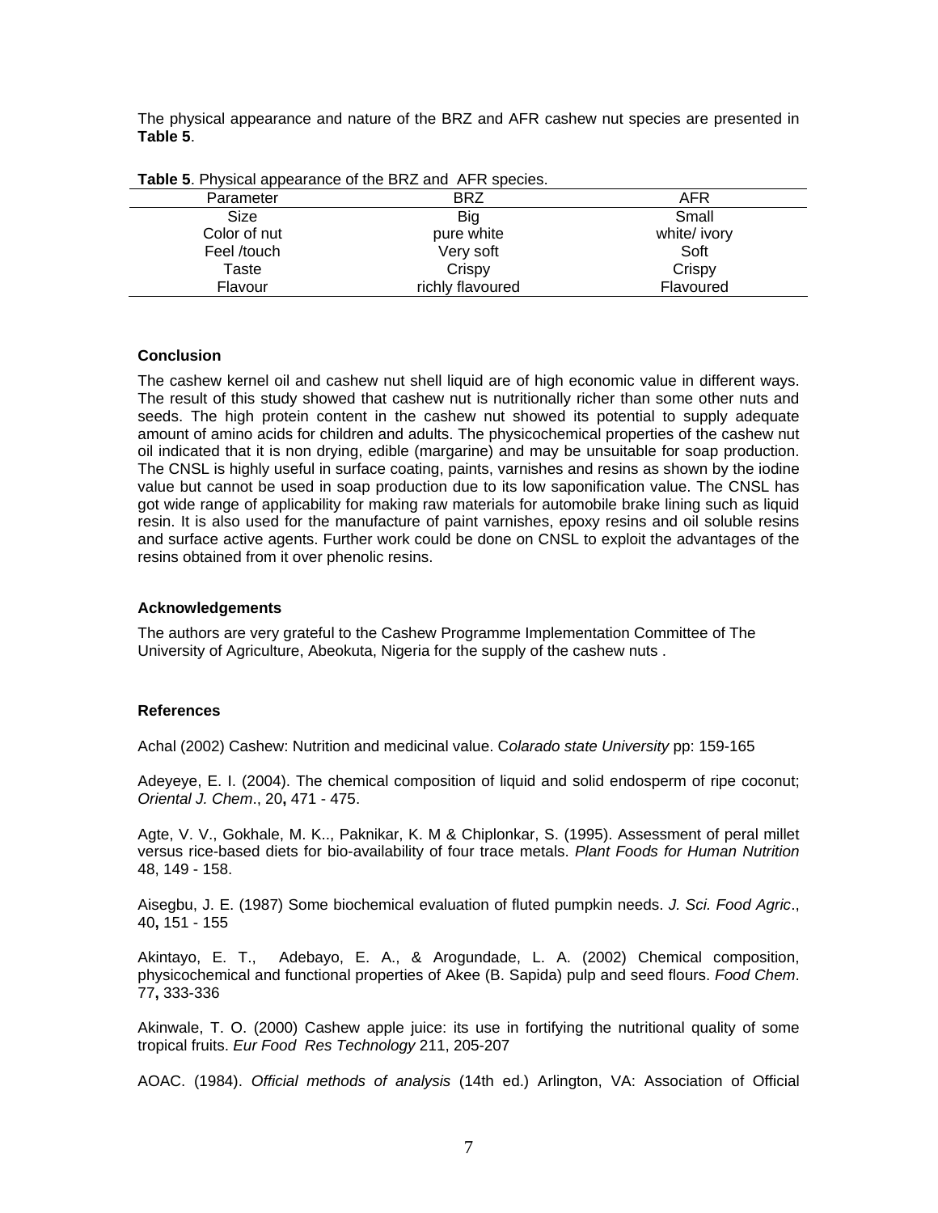The physical appearance and nature of the BRZ and AFR cashew nut species are presented in **Table 5**.

**Table 5**. Physical appearance of the BRZ and AFR species.

| Parameter | BRZ | AFR |
|---|---|---|
| Size | Big | Small |
| Color of nut | pure white | white/ ivory |
| Feel /touch | Very soft | Soft |
| Taste | Crispy | Crispy |
| Flavour | richly flavoured | Flavoured |

### Conclusion

The cashew kernel oil and cashew nut shell liquid are of high economic value in different ways. The result of this study showed that cashew nut is nutritionally richer than some other nuts and seeds. The high protein content in the cashew nut showed its potential to supply adequate amount of amino acids for children and adults. The physicochemical properties of the cashew nut oil indicated that it is non drying, edible (margarine) and may be unsuitable for soap production. The CNSL is highly useful in surface coating, paints, varnishes and resins as shown by the iodine value but cannot be used in soap production due to its low saponification value. The CNSL has got wide range of applicability for making raw materials for automobile brake lining such as liquid resin. It is also used for the manufacture of paint varnishes, epoxy resins and oil soluble resins and surface active agents. Further work could be done on CNSL to exploit the advantages of the resins obtained from it over phenolic resins.

### Acknowledgements

The authors are very grateful to the Cashew Programme Implementation Committee of The University of Agriculture, Abeokuta, Nigeria for the supply of the cashew nuts .

### References

Achal (2002) Cashew: Nutrition and medicinal value. C*olarado state University* pp: 159-165

Adeyeye, E. I. (2004). The chemical composition of liquid and solid endosperm of ripe coconut; *Oriental J. Chem*., 20**,** 471 - 475.

Agte, V. V., Gokhale, M. K.., Paknikar, K. M & Chiplonkar, S. (1995). Assessment of peral millet versus rice-based diets for bio-availability of four trace metals. *Plant Foods for Human Nutrition* 48, 149 - 158.

Aisegbu, J. E. (1987) Some biochemical evaluation of fluted pumpkin needs. *J. Sci. Food Agric*., 40**,** 151 - 155

Akintayo, E. T., Adebayo, E. A., & Arogundade, L. A. (2002) Chemical composition, physicochemical and functional properties of Akee (B. Sapida) pulp and seed flours. *Food Chem*. 77**,** 333-336

Akinwale, T. O. (2000) Cashew apple juice: its use in fortifying the nutritional quality of some tropical fruits. *Eur Food Res Technology* 211, 205-207

AOAC. (1984). *Official methods of analysis* (14th ed.) Arlington, VA: Association of Official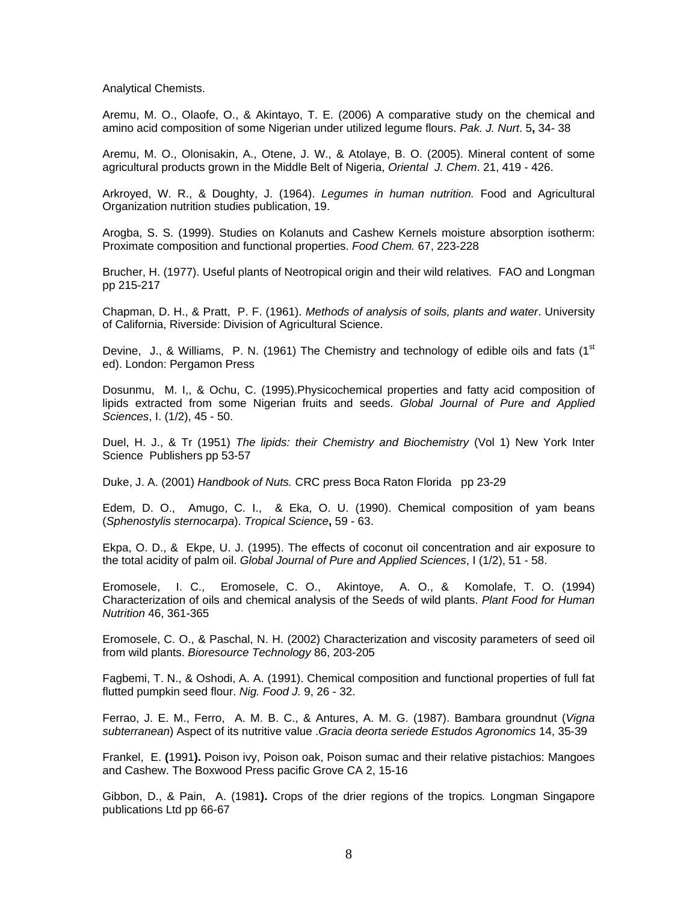Analytical Chemists.

Aremu, M. O., Olaofe, O., & Akintayo, T. E. (2006) A comparative study on the chemical and amino acid composition of some Nigerian under utilized legume flours. *Pak. J. Nurt*. 5**,** 34- 38

Aremu, M. O., Olonisakin, A., Otene, J. W., & Atolaye, B. O. (2005). Mineral content of some agricultural products grown in the Middle Belt of Nigeria, *Oriental J. Chem*. 21, 419 - 426.

Arkroyed, W. R., & Doughty, J. (1964). *Legumes in human nutrition.* Food and Agricultural Organization nutrition studies publication, 19.

Arogba, S. S. (1999). Studies on Kolanuts and Cashew Kernels moisture absorption isotherm: Proximate composition and functional properties. *Food Chem.* 67, 223-228

Brucher, H. (1977). Useful plants of Neotropical origin and their wild relatives*.* FAO and Longman pp 215-217

Chapman, D. H., & Pratt, P. F. (1961). *Methods of analysis of soils, plants and water*. University of California, Riverside: Division of Agricultural Science.

Devine, J., & Williams, P. N. (1961) The Chemistry and technology of edible oils and fats (1st ed). London: Pergamon Press

Dosunmu, M. I,, & Ochu, C. (1995).Physicochemical properties and fatty acid composition of lipids extracted from some Nigerian fruits and seeds. *Global Journal of Pure and Applied Sciences*, I. (1/2), 45 - 50.

Duel, H. J., & Tr (1951) *The lipids: their Chemistry and Biochemistry* (Vol 1) New York Inter Science Publishers pp 53-57

Duke, J. A. (2001) *Handbook of Nuts.* CRC press Boca Raton Florida pp 23-29

Edem, D. O., Amugo, C. I., & Eka, O. U. (1990). Chemical composition of yam beans (*Sphenostylis sternocarpa*). *Tropical Science***,** 59 - 63.

Ekpa, O. D., & Ekpe, U. J. (1995). The effects of coconut oil concentration and air exposure to the total acidity of palm oil. *Global Journal of Pure and Applied Sciences*, I (1/2), 51 - 58.

Eromosele, I. C., Eromosele, C. O., Akintoye, A. O., & Komolafe, T. O. (1994) Characterization of oils and chemical analysis of the Seeds of wild plants. *Plant Food for Human Nutrition* 46, 361-365

Eromosele, C. O., & Paschal, N. H. (2002) Characterization and viscosity parameters of seed oil from wild plants. *Bioresource Technology* 86, 203-205

Fagbemi, T. N., & Oshodi, A. A. (1991). Chemical composition and functional properties of full fat flutted pumpkin seed flour. *Nig. Food J.* 9, 26 - 32.

Ferrao, J. E. M., Ferro, A. M. B. C., & Antures, A. M. G. (1987). Bambara groundnut (*Vigna subterranean*) Aspect of its nutritive value .*Gracia deorta seriede Estudos Agronomics* 14, 35-39

Frankel, E. **(**1991**).** Poison ivy, Poison oak, Poison sumac and their relative pistachios: Mangoes and Cashew. The Boxwood Press pacific Grove CA 2, 15-16

Gibbon, D., & Pain, A. (1981**).** Crops of the drier regions of the tropics*.* Longman Singapore publications Ltd pp 66-67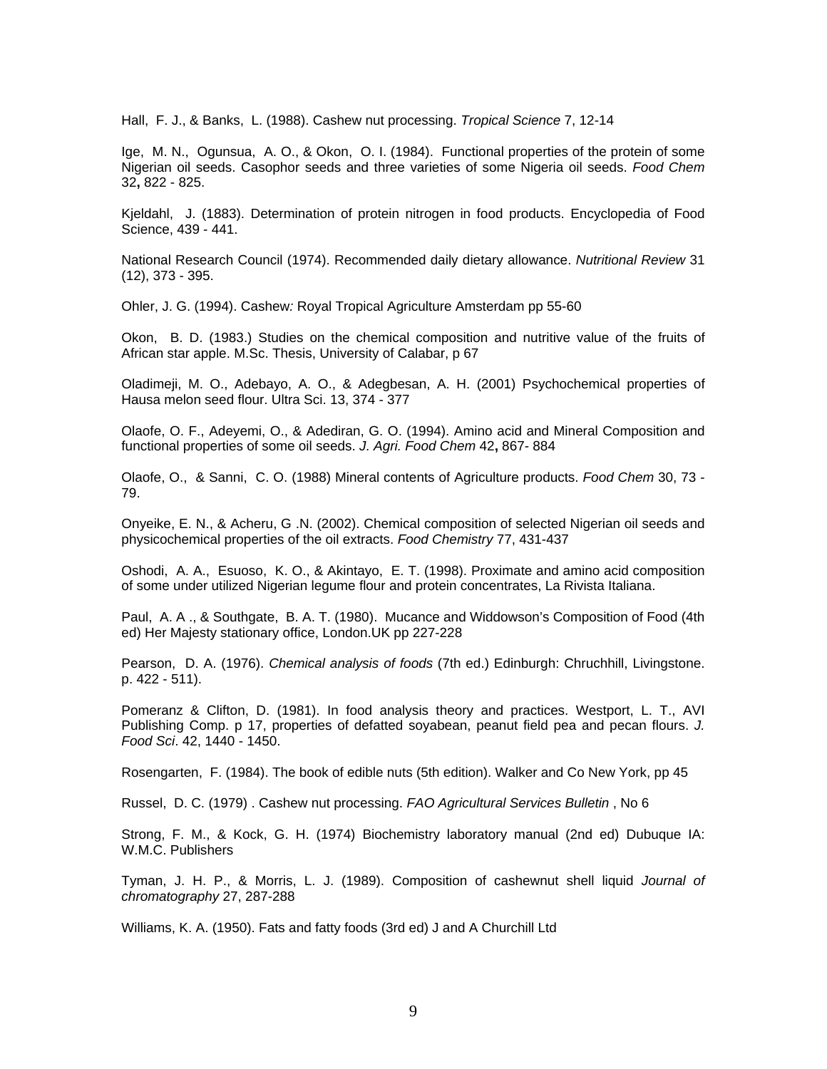Hall, F. J., & Banks, L. (1988). Cashew nut processing. *Tropical Science* 7, 12-14

Ige, M. N., Ogunsua, A. O., & Okon, O. I. (1984). Functional properties of the protein of some Nigerian oil seeds. Casophor seeds and three varieties of some Nigeria oil seeds. *Food Chem* 32**,** 822 - 825.

Kjeldahl, J. (1883). Determination of protein nitrogen in food products. Encyclopedia of Food Science, 439 - 441.

National Research Council (1974). Recommended daily dietary allowance. *Nutritional Review* 31 (12), 373 - 395.

Ohler, J. G. (1994). Cashew*:* Royal Tropical Agriculture Amsterdam pp 55-60

Okon, B. D. (1983.) Studies on the chemical composition and nutritive value of the fruits of African star apple. M.Sc. Thesis, University of Calabar, p 67

Oladimeji, M. O., Adebayo, A. O., & Adegbesan, A. H. (2001) Psychochemical properties of Hausa melon seed flour. Ultra Sci. 13, 374 - 377

Olaofe, O. F., Adeyemi, O., & Adediran, G. O. (1994). Amino acid and Mineral Composition and functional properties of some oil seeds. *J. Agri. Food Chem* 42**,** 867- 884

Olaofe, O., & Sanni, C. O. (1988) Mineral contents of Agriculture products. *Food Chem* 30, 73 - 79.

Onyeike, E. N., & Acheru, G .N. (2002). Chemical composition of selected Nigerian oil seeds and physicochemical properties of the oil extracts. *Food Chemistry* 77, 431-437

Oshodi, A. A., Esuoso, K. O., & Akintayo, E. T. (1998). Proximate and amino acid composition of some under utilized Nigerian legume flour and protein concentrates, La Rivista Italiana.

Paul, A. A ., & Southgate, B. A. T. (1980). Mucance and Widdowson's Composition of Food (4th ed) Her Majesty stationary office, London.UK pp 227-228

Pearson, D. A. (1976). *Chemical analysis of foods* (7th ed.) Edinburgh: Chruchhill, Livingstone. p. 422 - 511).

Pomeranz & Clifton, D. (1981). In food analysis theory and practices. Westport, L. T., AVI Publishing Comp. p 17, properties of defatted soyabean, peanut field pea and pecan flours. *J. Food Sci*. 42, 1440 - 1450.

Rosengarten, F. (1984). The book of edible nuts (5th edition). Walker and Co New York, pp 45

Russel, D. C. (1979) . Cashew nut processing. *FAO Agricultural Services Bulletin* , No 6

Strong, F. M., & Kock, G. H. (1974) Biochemistry laboratory manual (2nd ed) Dubuque IA: W.M.C. Publishers

Tyman, J. H. P., & Morris, L. J. (1989). Composition of cashewnut shell liquid *Journal of chromatography* 27, 287-288

Williams, K. A. (1950). Fats and fatty foods (3rd ed) J and A Churchill Ltd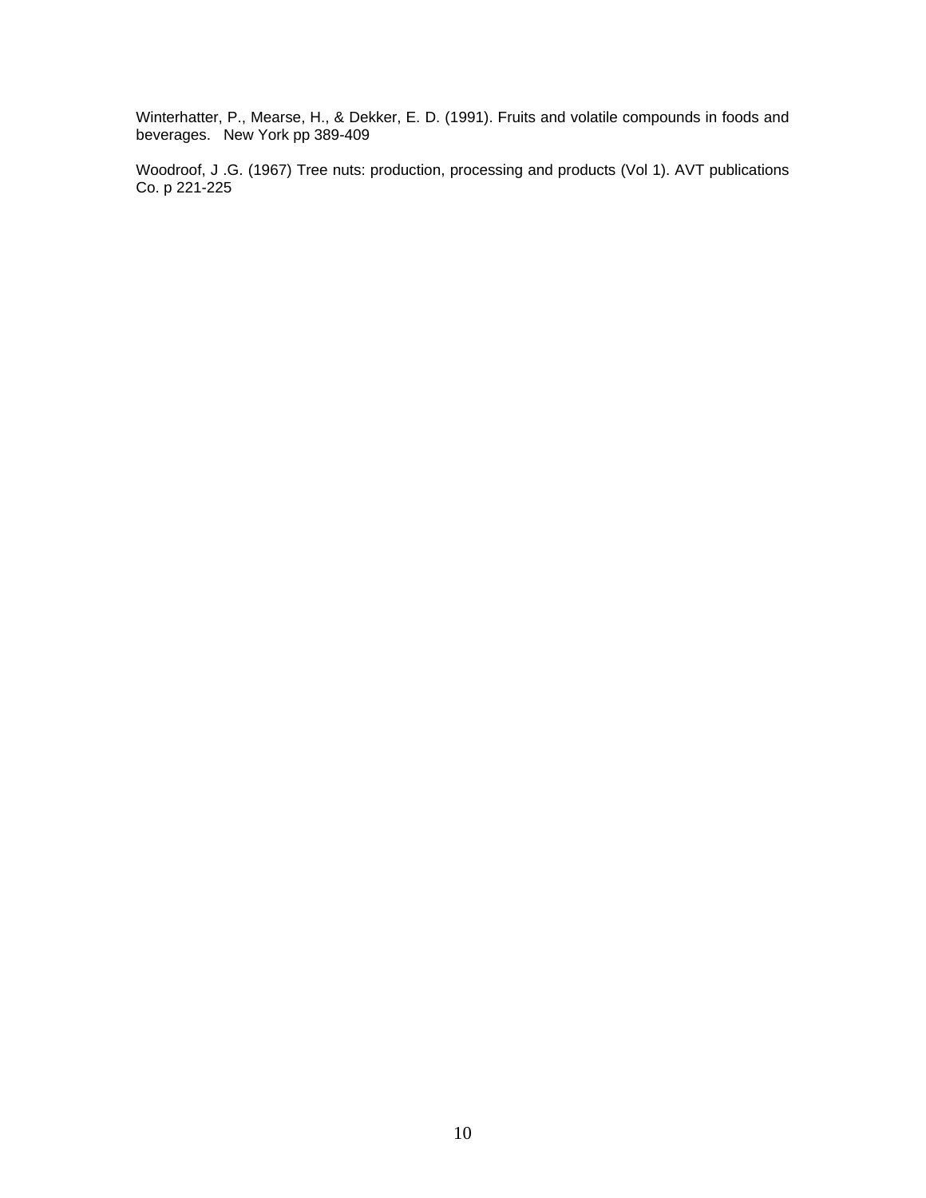Winterhatter, P., Mearse, H., & Dekker, E. D. (1991). Fruits and volatile compounds in foods and beverages. New York pp 389-409

Woodroof, J .G. (1967) Tree nuts: production, processing and products (Vol 1). AVT publications Co. p 221-225